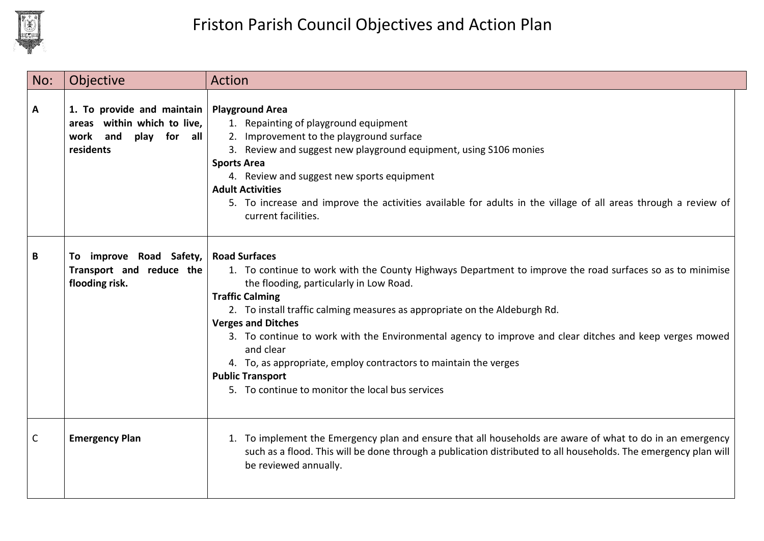# Friston Parish Council Objectives and Action Plan

| No: | Objective | Action |
|---|---|---|
| A | **1. To provide and maintain areas within which to live, work and play for all residents** | **Playground Area**<br>1. Repainting of playground equipment<br>2. Improvement to the playground surface<br>3. Review and suggest new playground equipment, using S106 monies<br>**Sports Area**<br>4. Review and suggest new sports equipment<br>**Adult Activities**<br>5. To increase and improve the activities available for adults in the village of all areas through a review of current facilities. |
| B | **To improve Road Safety, Transport and reduce the flooding risk.** | **Road Surfaces**<br>1. To continue to work with the County Highways Department to improve the road surfaces so as to minimise the flooding, particularly in Low Road.<br>**Traffic Calming**<br>2. To install traffic calming measures as appropriate on the Aldeburgh Rd.<br>**Verges and Ditches**<br>3. To continue to work with the Environmental agency to improve and clear ditches and keep verges mowed and clear<br>4. To, as appropriate, employ contractors to maintain the verges<br>**Public Transport**<br>5. To continue to monitor the local bus services |
| C | **Emergency Plan** | 1. To implement the Emergency plan and ensure that all households are aware of what to do in an emergency such as a flood. This will be done through a publication distributed to all households. The emergency plan will be reviewed annually. |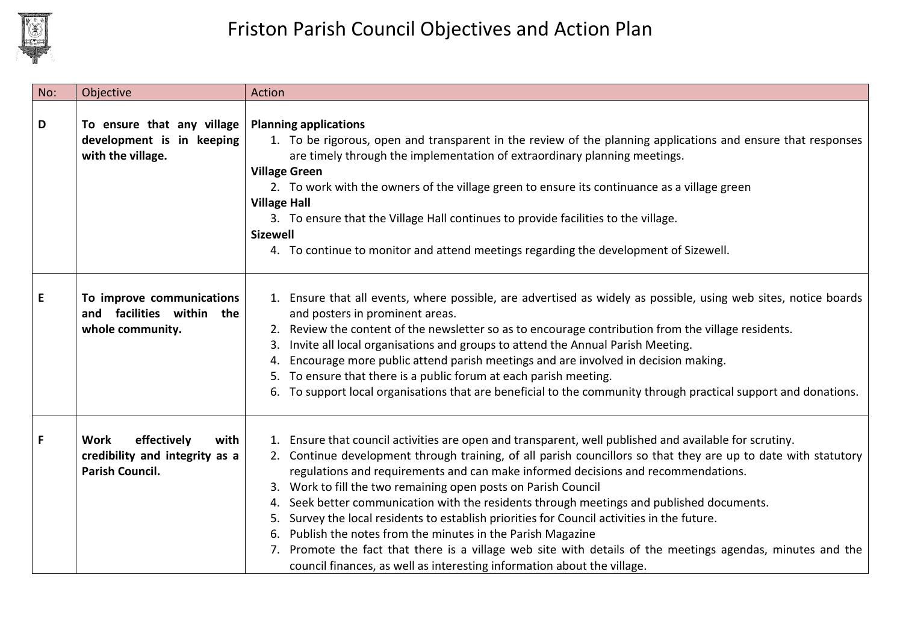# Friston Parish Council Objectives and Action Plan

| No: | Objective | Action |
| --- | --- | --- |
| D | **To ensure that any village development is in keeping with the village.** | **Planning applications**<br>1. To be rigorous, open and transparent in the review of the planning applications and ensure that responses are timely through the implementation of extraordinary planning meetings.<br>**Village Green**<br>2. To work with the owners of the village green to ensure its continuance as a village green<br>**Village Hall**<br>3. To ensure that the Village Hall continues to provide facilities to the village.<br>**Sizewell**<br>4. To continue to monitor and attend meetings regarding the development of Sizewell. |
| E | **To improve communications and facilities within the whole community.** | 1. Ensure that all events, where possible, are advertised as widely as possible, using web sites, notice boards and posters in prominent areas.<br>2. Review the content of the newsletter so as to encourage contribution from the village residents.<br>3. Invite all local organisations and groups to attend the Annual Parish Meeting.<br>4. Encourage more public attend parish meetings and are involved in decision making.<br>5. To ensure that there is a public forum at each parish meeting.<br>6. To support local organisations that are beneficial to the community through practical support and donations. |
| F | **Work effectively with credibility and integrity as a Parish Council.** | 1. Ensure that council activities are open and transparent, well published and available for scrutiny.<br>2. Continue development through training, of all parish councillors so that they are up to date with statutory regulations and requirements and can make informed decisions and recommendations.<br>3. Work to fill the two remaining open posts on Parish Council<br>4. Seek better communication with the residents through meetings and published documents.<br>5. Survey the local residents to establish priorities for Council activities in the future.<br>6. Publish the notes from the minutes in the Parish Magazine<br>7. Promote the fact that there is a village web site with details of the meetings agendas, minutes and the council finances, as well as interesting information about the village. |